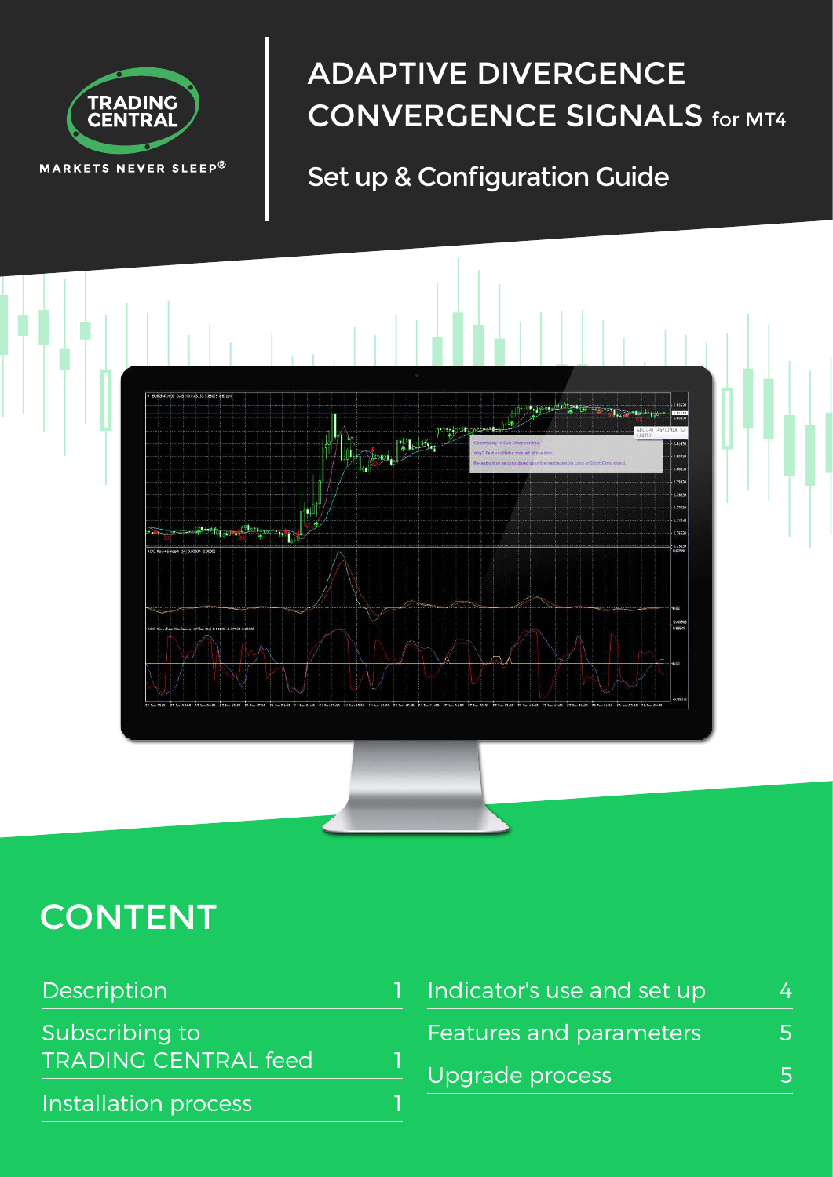TRADING CENTRAL

MARKETS NEVER SLEEP®

# ADAPTIVE DIVERGENCE CONVERGENCE SIGNALS for MT4

## Set up & Configuration Guide

## CONTENT

| | |
|---|---|
| Description | 1 |
| Subscribing to TRADING CENTRAL feed | 1 |
| Installation process | 1 |
| Indicator's use and set up | 4 |
| Features and parameters | 5 |
| Upgrade process | 5 |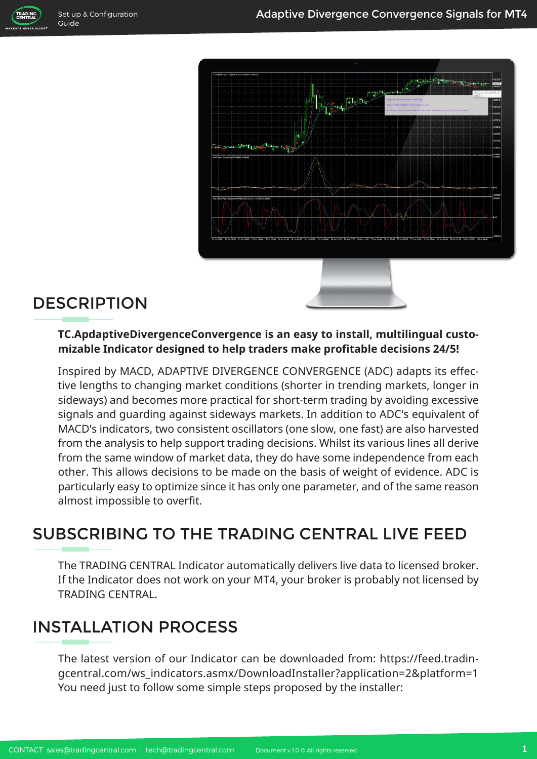## DESCRIPTION

**TC.ApdaptiveDivergenceConvergence is an easy to install, multilingual customizable Indicator designed to help traders make profitable decisions 24/5!**

Inspired by MACD, ADAPTIVE DIVERGENCE CONVERGENCE (ADC) adapts its effective lengths to changing market conditions (shorter in trending markets, longer in sideways) and becomes more practical for short-term trading by avoiding excessive signals and guarding against sideways markets. In addition to ADC's equivalent of MACD's indicators, two consistent oscillators (one slow, one fast) are also harvested from the analysis to help support trading decisions. Whilst its various lines all derive from the same window of market data, they do have some independence from each other. This allows decisions to be made on the basis of weight of evidence. ADC is particularly easy to optimize since it has only one parameter, and of the same reason almost impossible to overfit.

## SUBSCRIBING TO THE TRADING CENTRAL LIVE FEED

The TRADING CENTRAL Indicator automatically delivers live data to licensed broker. If the Indicator does not work on your MT4, your broker is probably not licensed by TRADING CENTRAL.

## INSTALLATION PROCESS

The latest version of our Indicator can be downloaded from: https://feed.tradingcentral.com/ws_indicators.asmx/DownloadInstaller?application=2&platform=1
You need just to follow some simple steps proposed by the installer: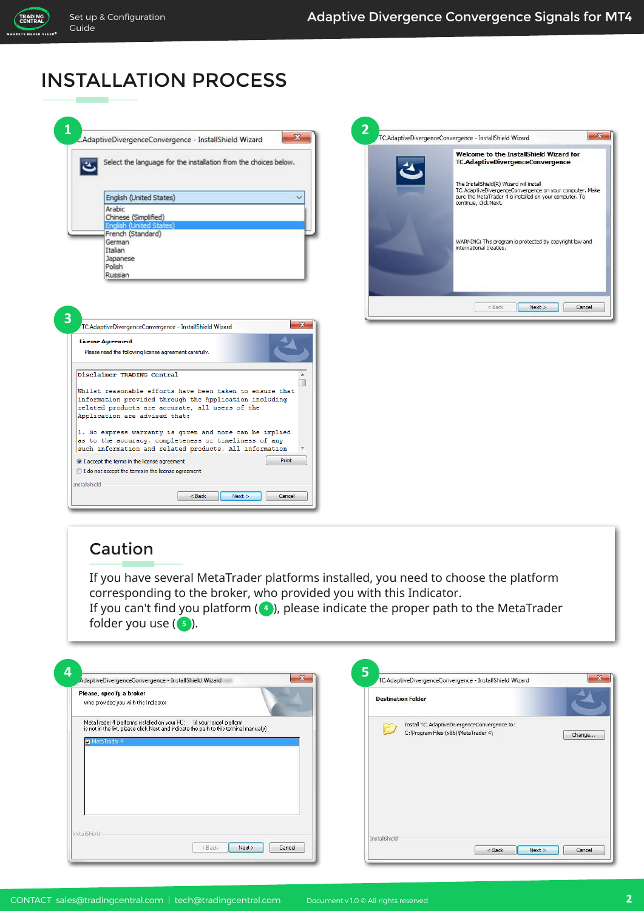# INSTALLATION PROCESS

1

.AdaptiveDivergenceConvergence - InstallShield Wizard

Select the language for the installation from the choices below.

English (United States)

Arabic
Chinese (Simplified)
English (United States)
French (Standard)
German
Italian
Japanese
Polish
Russian

2

TC.AdaptiveDivergenceConvergence - InstallShield Wizard

**Welcome to the InstallShield Wizard for TC.AdaptiveDivergenceConvergence**

The InstallShield(R) Wizard will install TC.AdaptiveDivergenceConvergence on your computer. Make sure the MetaTrader 4 is installed on your computer. To continue, click Next.

WARNING: This program is protected by copyright law and international treaties.

< Back | Next > | Cancel

3

TC.AdaptiveDivergenceConvergence - InstallShield Wizard

**License Agreement**

Please read the following license agreement carefully.

```
Disclaimer TRADING Central

Whilst reasonable efforts have been taken to ensure that
information provided through the Application including
related products are accurate, all users of the
Application are advised that:

1. No express warranty is given and none can be implied
as to the accuracy, completeness or timeliness of any
such information and related products. All information
```

I accept the terms in the license agreement
I do not accept the terms in the license agreement

Print

InstallShield

< Back | Next > | Cancel

## Caution

If you have several MetaTrader platforms installed, you need to choose the platform corresponding to the broker, who provided you with this Indicator.
If you can't find you platform (4), please indicate the proper path to the MetaTrader folder you use (5).

4

AdaptiveDivergenceConvergence - InstallShield Wizard

**Please, specify a broker**

who provided you with this Indicator

MetaTrader 4 platforms installed on your PC: (if your target platform is not in the list, please click Next and indicate the path to this terminal manually)

MetaTrader 4

InstallShield

< Back | Next > | Cancel

5

TC.AdaptiveDivergenceConvergence - InstallShield Wizard

**Destination Folder**

Install TC.AdaptiveDivergenceConvergence to:
C:\Program Files (x86)\MetaTrader 4\

Change...

InstallShield

< Back | Next > | Cancel

CONTACT sales@tradingcentral.com | tech@tradingcentral.com

Document v 1.0 © All rights reserved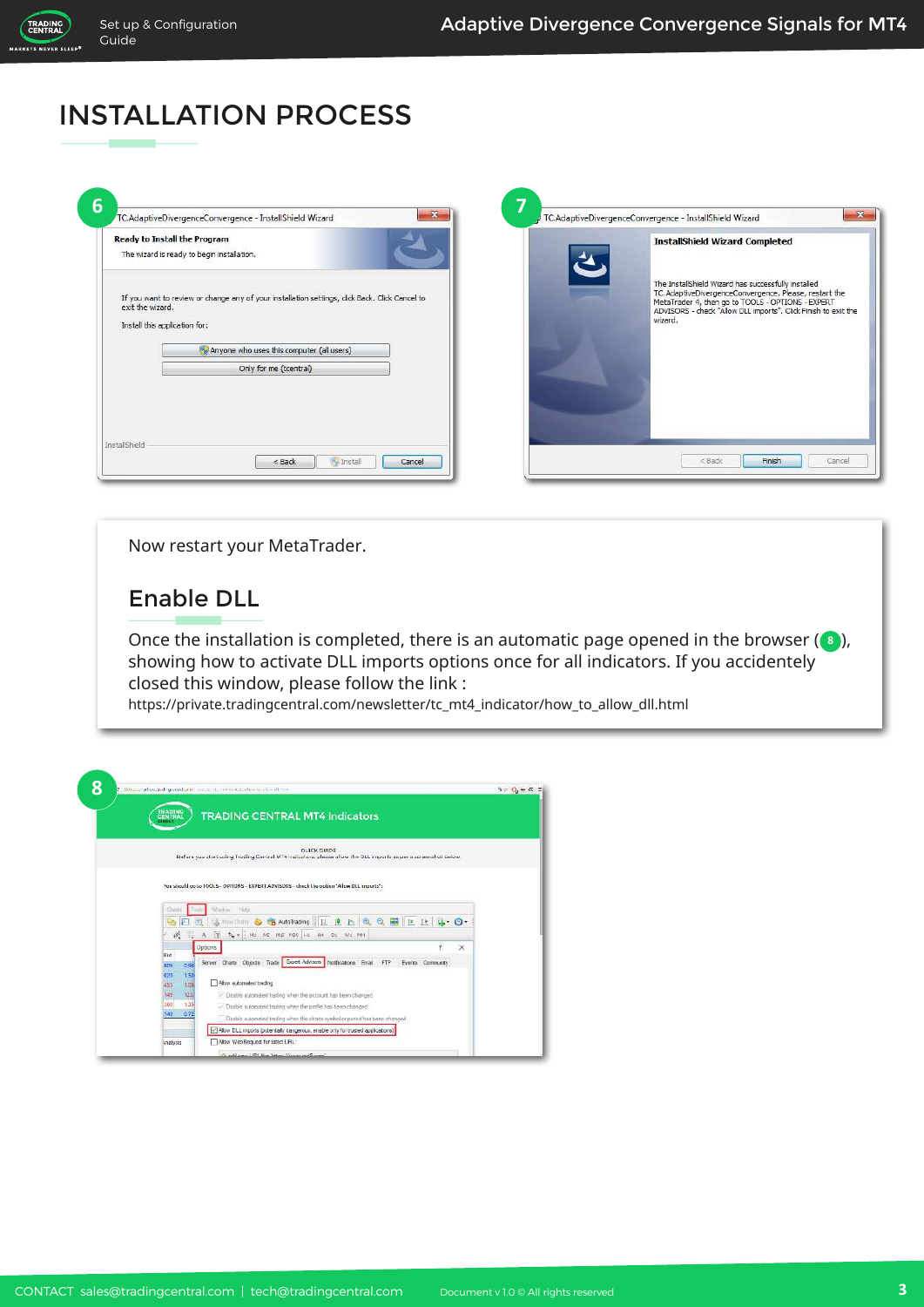# INSTALLATION PROCESS

Now restart your MetaTrader.

## Enable DLL

Once the installation is completed, there is an automatic page opened in the browser (8), showing how to activate DLL imports options once for all indicators. If you accidentely closed this window, please follow the link :

https://private.tradingcentral.com/newsletter/tc_mt4_indicator/how_to_allow_dll.html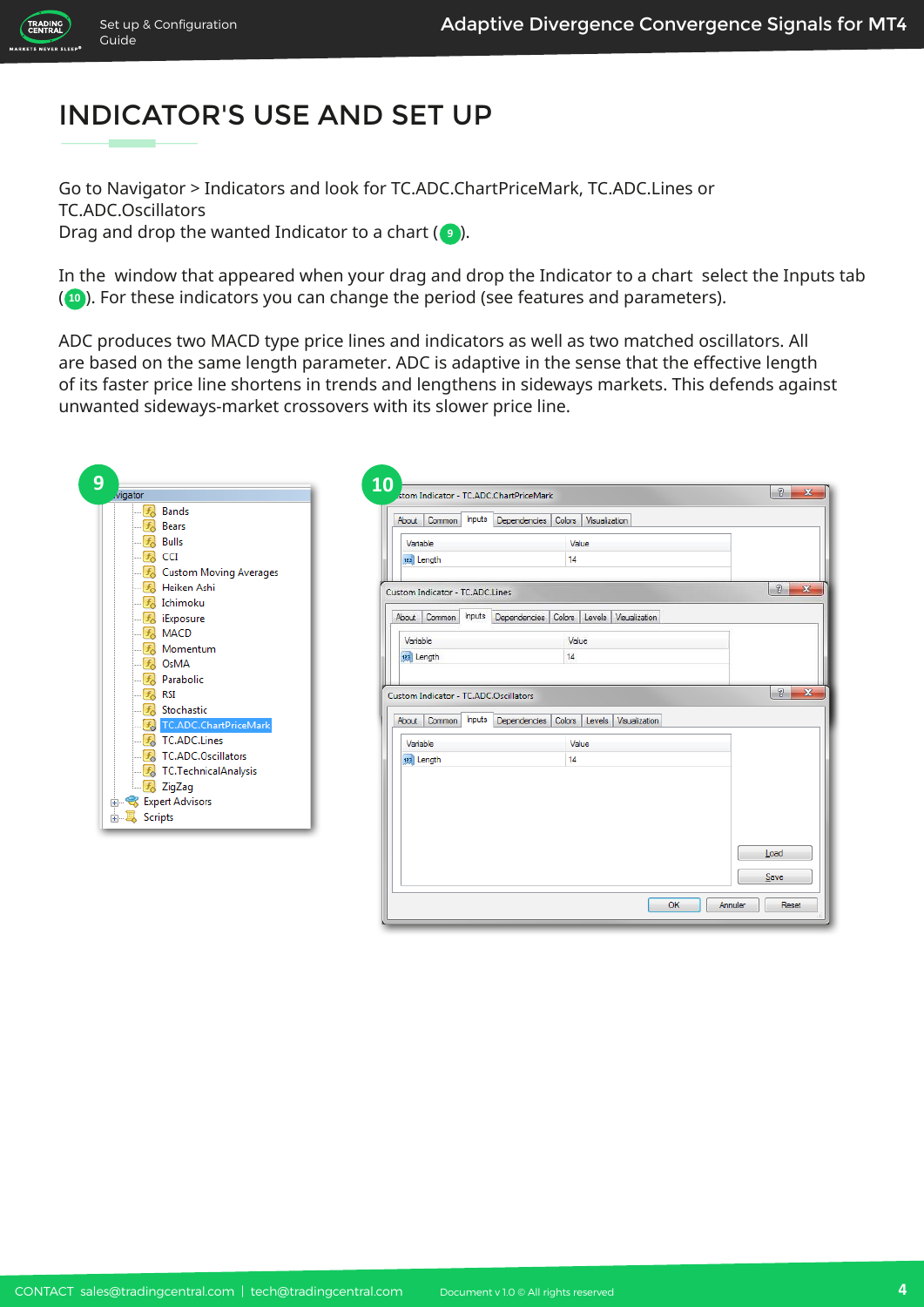# INDICATOR'S USE AND SET UP

Go to Navigator > Indicators and look for TC.ADC.ChartPriceMark, TC.ADC.Lines or TC.ADC.Oscillators
Drag and drop the wanted Indicator to a chart (9).

In the window that appeared when your drag and drop the Indicator to a chart select the Inputs tab (10). For these indicators you can change the period (see features and parameters).

ADC produces two MACD type price lines and indicators as well as two matched oscillators. All are based on the same length parameter. ADC is adaptive in the sense that the effective length of its faster price line shortens in trends and lengthens in sideways markets. This defends against unwanted sideways-market crossovers with its slower price line.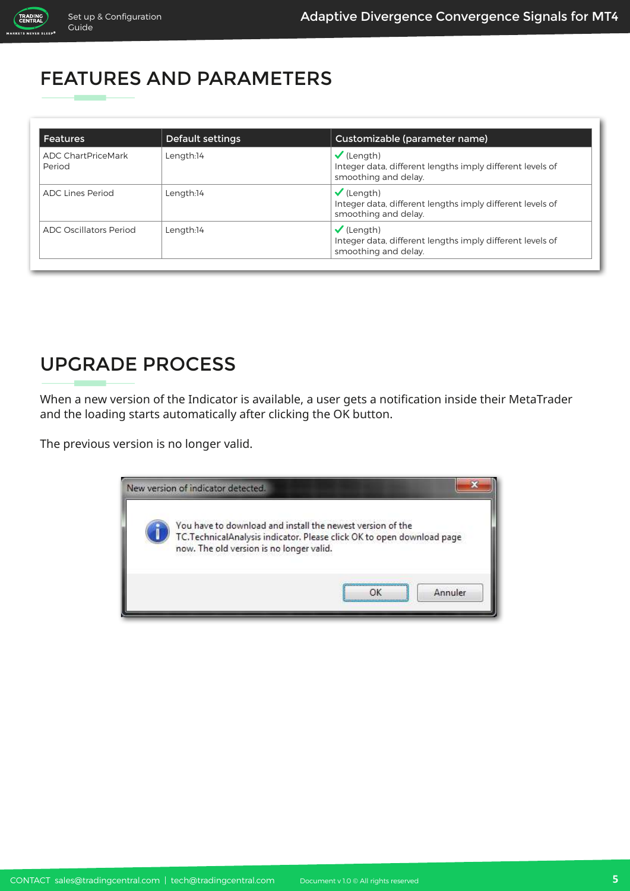## FEATURES AND PARAMETERS

| Features | Default settings | Customizable (parameter name) |
|---|---|---|
| ADC ChartPriceMark Period | Length:14 | ✔ (Length) Integer data, different lengths imply different levels of smoothing and delay. |
| ADC Lines Period | Length:14 | ✔ (Length) Integer data, different lengths imply different levels of smoothing and delay. |
| ADC Oscillators Period | Length:14 | ✔ (Length) Integer data, different lengths imply different levels of smoothing and delay. |

## UPGRADE PROCESS

When a new version of the Indicator is available, a user gets a notification inside their MetaTrader and the loading starts automatically after clicking the OK button.

The previous version is no longer valid.

New version of indicator detected.

You have to download and install the newest version of the TC.TechnicalAnalysis indicator. Please click OK to open download page now. The old version is no longer valid.

OK Annuler

CONTACT sales@tradingcentral.com | tech@tradingcentral.com

Document v 1.0 © All rights reserved